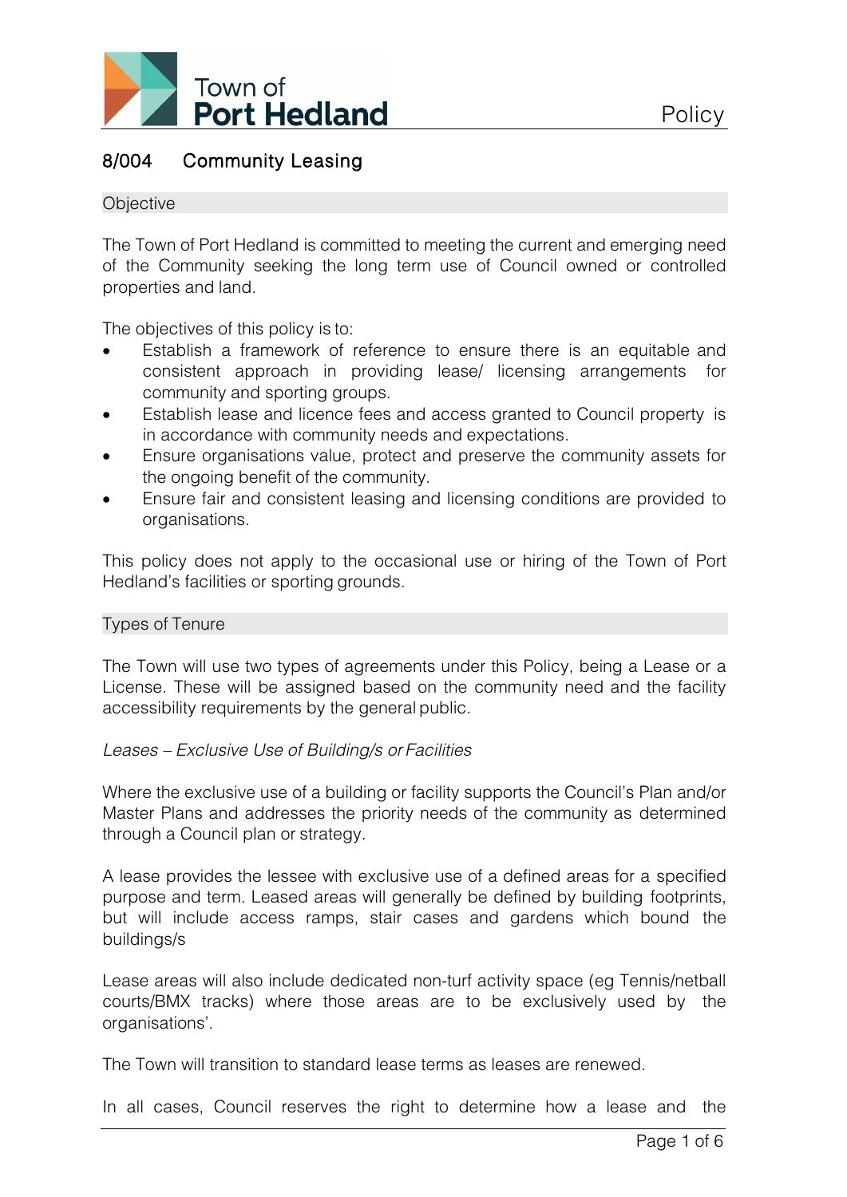# 8/004 Community Leasing

## Objective

The Town of Port Hedland is committed to meeting the current and emerging need of the Community seeking the long term use of Council owned or controlled properties and land.

The objectives of this policy is to:

- Establish a framework of reference to ensure there is an equitable and consistent approach in providing lease/ licensing arrangements for community and sporting groups.
- Establish lease and licence fees and access granted to Council property is in accordance with community needs and expectations.
- Ensure organisations value, protect and preserve the community assets for the ongoing benefit of the community.
- Ensure fair and consistent leasing and licensing conditions are provided to organisations.

This policy does not apply to the occasional use or hiring of the Town of Port Hedland's facilities or sporting grounds.

## Types of Tenure

The Town will use two types of agreements under this Policy, being a Lease or a License. These will be assigned based on the community need and the facility accessibility requirements by the general public.

*Leases – Exclusive Use of Building/s or Facilities*

Where the exclusive use of a building or facility supports the Council's Plan and/or Master Plans and addresses the priority needs of the community as determined through a Council plan or strategy.

A lease provides the lessee with exclusive use of a defined areas for a specified purpose and term. Leased areas will generally be defined by building footprints, but will include access ramps, stair cases and gardens which bound the buildings/s

Lease areas will also include dedicated non-turf activity space (eg Tennis/netball courts/BMX tracks) where those areas are to be exclusively used by the organisations'.

The Town will transition to standard lease terms as leases are renewed.

In all cases, Council reserves the right to determine how a lease and the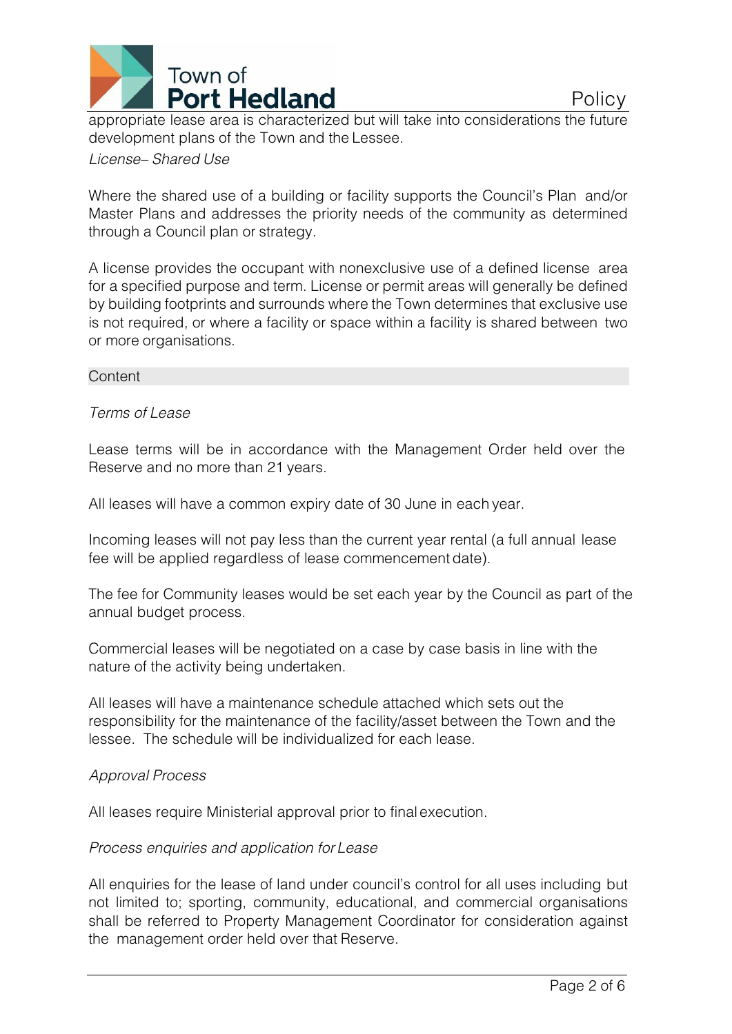appropriate lease area is characterized but will take into considerations the future development plans of the Town and the Lessee.

*License– Shared Use*

Where the shared use of a building or facility supports the Council's Plan and/or Master Plans and addresses the priority needs of the community as determined through a Council plan or strategy.

A license provides the occupant with nonexclusive use of a defined license area for a specified purpose and term. License or permit areas will generally be defined by building footprints and surrounds where the Town determines that exclusive use is not required, or where a facility or space within a facility is shared between two or more organisations.

## Content

*Terms of Lease*

Lease terms will be in accordance with the Management Order held over the Reserve and no more than 21 years.

All leases will have a common expiry date of 30 June in each year.

Incoming leases will not pay less than the current year rental (a full annual lease fee will be applied regardless of lease commencement date).

The fee for Community leases would be set each year by the Council as part of the annual budget process.

Commercial leases will be negotiated on a case by case basis in line with the nature of the activity being undertaken.

All leases will have a maintenance schedule attached which sets out the responsibility for the maintenance of the facility/asset between the Town and the lessee. The schedule will be individualized for each lease.

*Approval Process*

All leases require Ministerial approval prior to final execution.

*Process enquiries and application for Lease*

All enquiries for the lease of land under council's control for all uses including but not limited to; sporting, community, educational, and commercial organisations shall be referred to Property Management Coordinator for consideration against the management order held over that Reserve.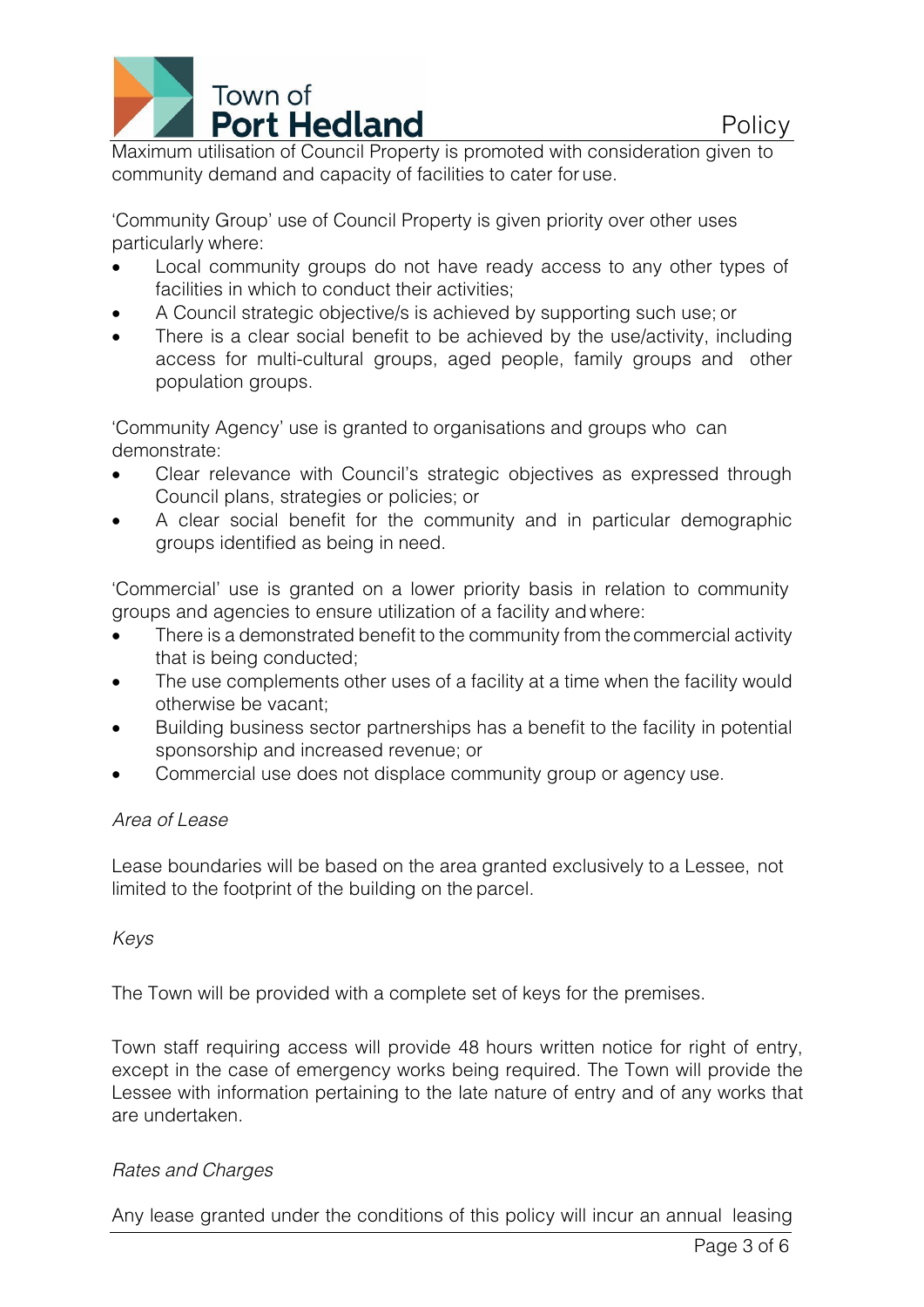Maximum utilisation of Council Property is promoted with consideration given to community demand and capacity of facilities to cater for use.

'Community Group' use of Council Property is given priority over other uses particularly where:

- Local community groups do not have ready access to any other types of facilities in which to conduct their activities;
- A Council strategic objective/s is achieved by supporting such use; or
- There is a clear social benefit to be achieved by the use/activity, including access for multi-cultural groups, aged people, family groups and other population groups.

'Community Agency' use is granted to organisations and groups who can demonstrate:

- Clear relevance with Council's strategic objectives as expressed through Council plans, strategies or policies; or
- A clear social benefit for the community and in particular demographic groups identified as being in need.

'Commercial' use is granted on a lower priority basis in relation to community groups and agencies to ensure utilization of a facility and where:

- There is a demonstrated benefit to the community from the commercial activity that is being conducted;
- The use complements other uses of a facility at a time when the facility would otherwise be vacant;
- Building business sector partnerships has a benefit to the facility in potential sponsorship and increased revenue; or
- Commercial use does not displace community group or agency use.

*Area of Lease*

Lease boundaries will be based on the area granted exclusively to a Lessee, not limited to the footprint of the building on the parcel.

*Keys*

The Town will be provided with a complete set of keys for the premises.

Town staff requiring access will provide 48 hours written notice for right of entry, except in the case of emergency works being required. The Town will provide the Lessee with information pertaining to the late nature of entry and of any works that are undertaken.

*Rates and Charges*

Any lease granted under the conditions of this policy will incur an annual leasing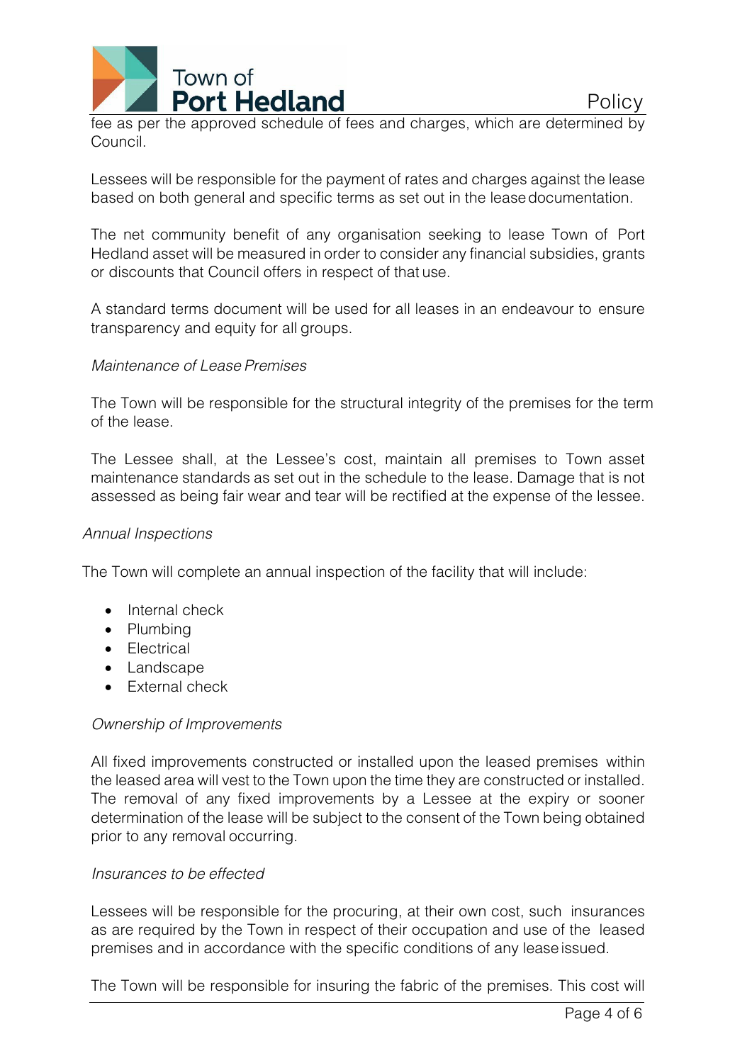fee as per the approved schedule of fees and charges, which are determined by Council.

Lessees will be responsible for the payment of rates and charges against the lease based on both general and specific terms as set out in the lease documentation.

The net community benefit of any organisation seeking to lease Town of Port Hedland asset will be measured in order to consider any financial subsidies, grants or discounts that Council offers in respect of that use.

A standard terms document will be used for all leases in an endeavour to ensure transparency and equity for all groups.

*Maintenance of Lease Premises*

The Town will be responsible for the structural integrity of the premises for the term of the lease.

The Lessee shall, at the Lessee's cost, maintain all premises to Town asset maintenance standards as set out in the schedule to the lease. Damage that is not assessed as being fair wear and tear will be rectified at the expense of the lessee.

*Annual Inspections*

The Town will complete an annual inspection of the facility that will include:

- Internal check
- Plumbing
- Electrical
- Landscape
- External check

*Ownership of Improvements*

All fixed improvements constructed or installed upon the leased premises within the leased area will vest to the Town upon the time they are constructed or installed. The removal of any fixed improvements by a Lessee at the expiry or sooner determination of the lease will be subject to the consent of the Town being obtained prior to any removal occurring.

*Insurances to be effected*

Lessees will be responsible for the procuring, at their own cost, such insurances as are required by the Town in respect of their occupation and use of the leased premises and in accordance with the specific conditions of any lease issued.

The Town will be responsible for insuring the fabric of the premises. This cost will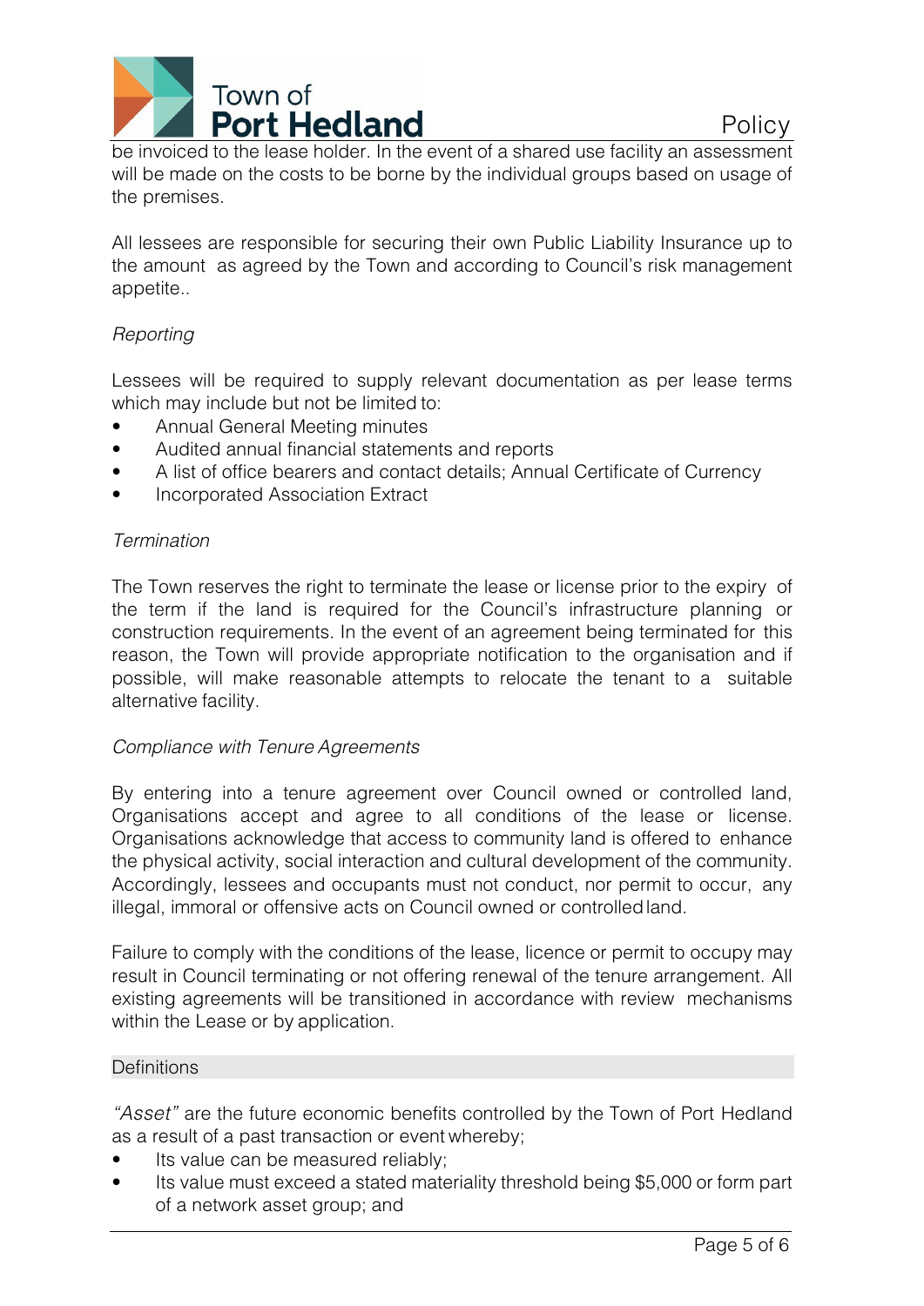be invoiced to the lease holder. In the event of a shared use facility an assessment will be made on the costs to be borne by the individual groups based on usage of the premises.

All lessees are responsible for securing their own Public Liability Insurance up to the amount as agreed by the Town and according to Council's risk management appetite..

*Reporting*

Lessees will be required to supply relevant documentation as per lease terms which may include but not be limited to:

- Annual General Meeting minutes
- Audited annual financial statements and reports
- A list of office bearers and contact details; Annual Certificate of Currency
- Incorporated Association Extract

*Termination*

The Town reserves the right to terminate the lease or license prior to the expiry of the term if the land is required for the Council's infrastructure planning or construction requirements. In the event of an agreement being terminated for this reason, the Town will provide appropriate notification to the organisation and if possible, will make reasonable attempts to relocate the tenant to a suitable alternative facility.

*Compliance with Tenure Agreements*

By entering into a tenure agreement over Council owned or controlled land, Organisations accept and agree to all conditions of the lease or license. Organisations acknowledge that access to community land is offered to enhance the physical activity, social interaction and cultural development of the community. Accordingly, lessees and occupants must not conduct, nor permit to occur, any illegal, immoral or offensive acts on Council owned or controlled land.

Failure to comply with the conditions of the lease, licence or permit to occupy may result in Council terminating or not offering renewal of the tenure arrangement. All existing agreements will be transitioned in accordance with review mechanisms within the Lease or by application.

## Definitions

*"Asset"* are the future economic benefits controlled by the Town of Port Hedland as a result of a past transaction or event whereby;

- Its value can be measured reliably;
- Its value must exceed a stated materiality threshold being $5,000 or form part of a network asset group; and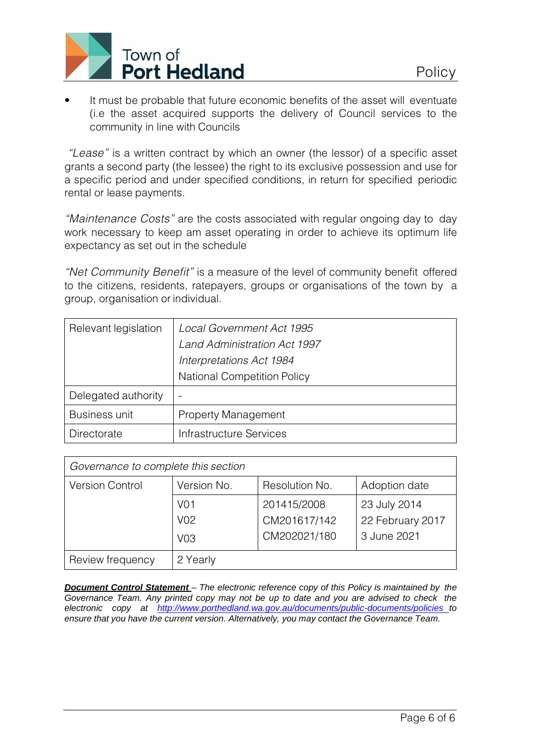- It must be probable that future economic benefits of the asset will eventuate (i.e the asset acquired supports the delivery of Council services to the community in line with Councils

*"Lease"* is a written contract by which an owner (the lessor) of a specific asset grants a second party (the lessee) the right to its exclusive possession and use for a specific period and under specified conditions, in return for specified periodic rental or lease payments.

*"Maintenance Costs"* are the costs associated with regular ongoing day to day work necessary to keep am asset operating in order to achieve its optimum life expectancy as set out in the schedule

*"Net Community Benefit"* is a measure of the level of community benefit offered to the citizens, residents, ratepayers, groups or organisations of the town by a group, organisation or individual.

| | |
|---|---|
| Relevant legislation | *Local Government Act 1995*<br>*Land Administration Act 1997*<br>*Interpretations Act 1984*<br>National Competition Policy |
| Delegated authority | - |
| Business unit | Property Management |
| Directorate | Infrastructure Services |

| *Governance to complete this section* | | | |
|---|---|---|---|
| Version Control | Version No. | Resolution No. | Adoption date |
| | V01<br>V02<br>V03 | 201415/2008<br>CM201617/142<br>CM202021/180 | 23 July 2014<br>22 February 2017<br>3 June 2021 |
| Review frequency | 2 Yearly | | |

***Document Control Statement*** *– The electronic reference copy of this Policy is maintained by the Governance Team. Any printed copy may not be up to date and you are advised to check the electronic copy at http://www.porthedland.wa.gov.au/documents/public-documents/policies to ensure that you have the current version. Alternatively, you may contact the Governance Team.*